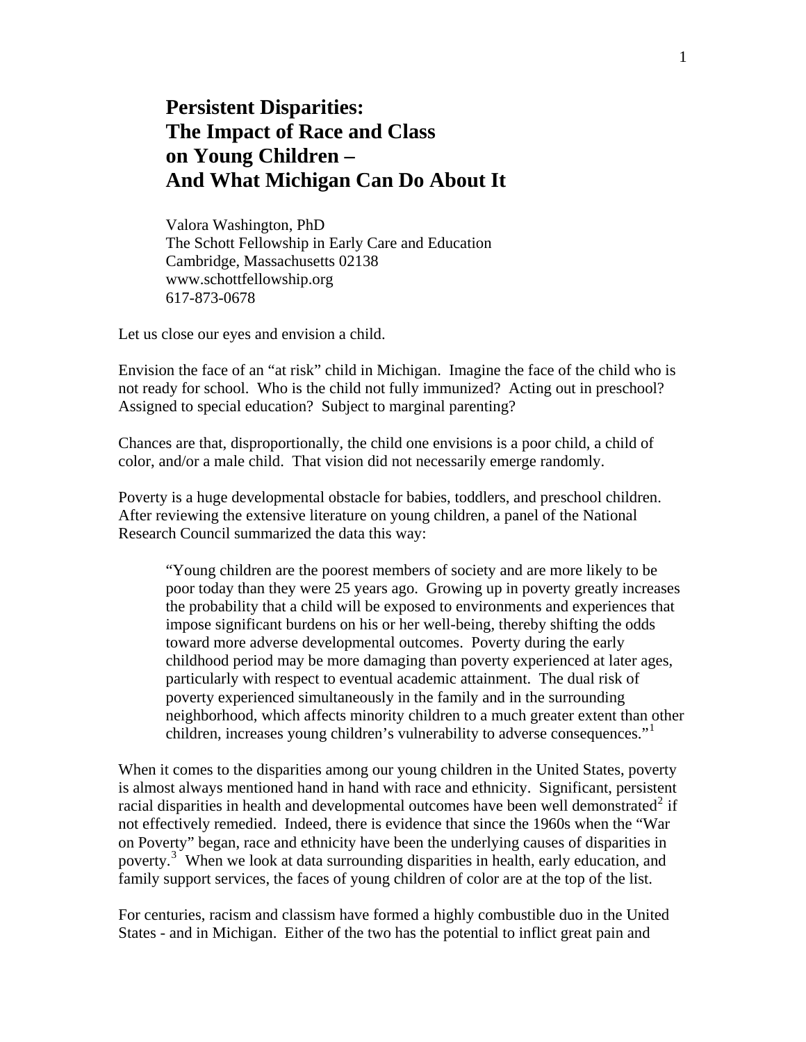# Persistent Disparities: The Impact of Race and Class on Young Children – And What Michigan Can Do About It

Valora Washington, PhD
The Schott Fellowship in Early Care and Education
Cambridge, Massachusetts 02138
www.schottfellowship.org
617-873-0678

Let us close our eyes and envision a child.

Envision the face of an "at risk" child in Michigan. Imagine the face of the child who is not ready for school. Who is the child not fully immunized? Acting out in preschool? Assigned to special education? Subject to marginal parenting?

Chances are that, disproportionally, the child one envisions is a poor child, a child of color, and/or a male child. That vision did not necessarily emerge randomly.

Poverty is a huge developmental obstacle for babies, toddlers, and preschool children. After reviewing the extensive literature on young children, a panel of the National Research Council summarized the data this way:

> "Young children are the poorest members of society and are more likely to be poor today than they were 25 years ago. Growing up in poverty greatly increases the probability that a child will be exposed to environments and experiences that impose significant burdens on his or her well-being, thereby shifting the odds toward more adverse developmental outcomes. Poverty during the early childhood period may be more damaging than poverty experienced at later ages, particularly with respect to eventual academic attainment. The dual risk of poverty experienced simultaneously in the family and in the surrounding neighborhood, which affects minority children to a much greater extent than other children, increases young children's vulnerability to adverse consequences."[1]

When it comes to the disparities among our young children in the United States, poverty is almost always mentioned hand in hand with race and ethnicity. Significant, persistent racial disparities in health and developmental outcomes have been well demonstrated[2] if not effectively remedied. Indeed, there is evidence that since the 1960s when the "War on Poverty" began, race and ethnicity have been the underlying causes of disparities in poverty.[3] When we look at data surrounding disparities in health, early education, and family support services, the faces of young children of color are at the top of the list.

For centuries, racism and classism have formed a highly combustible duo in the United States - and in Michigan. Either of the two has the potential to inflict great pain and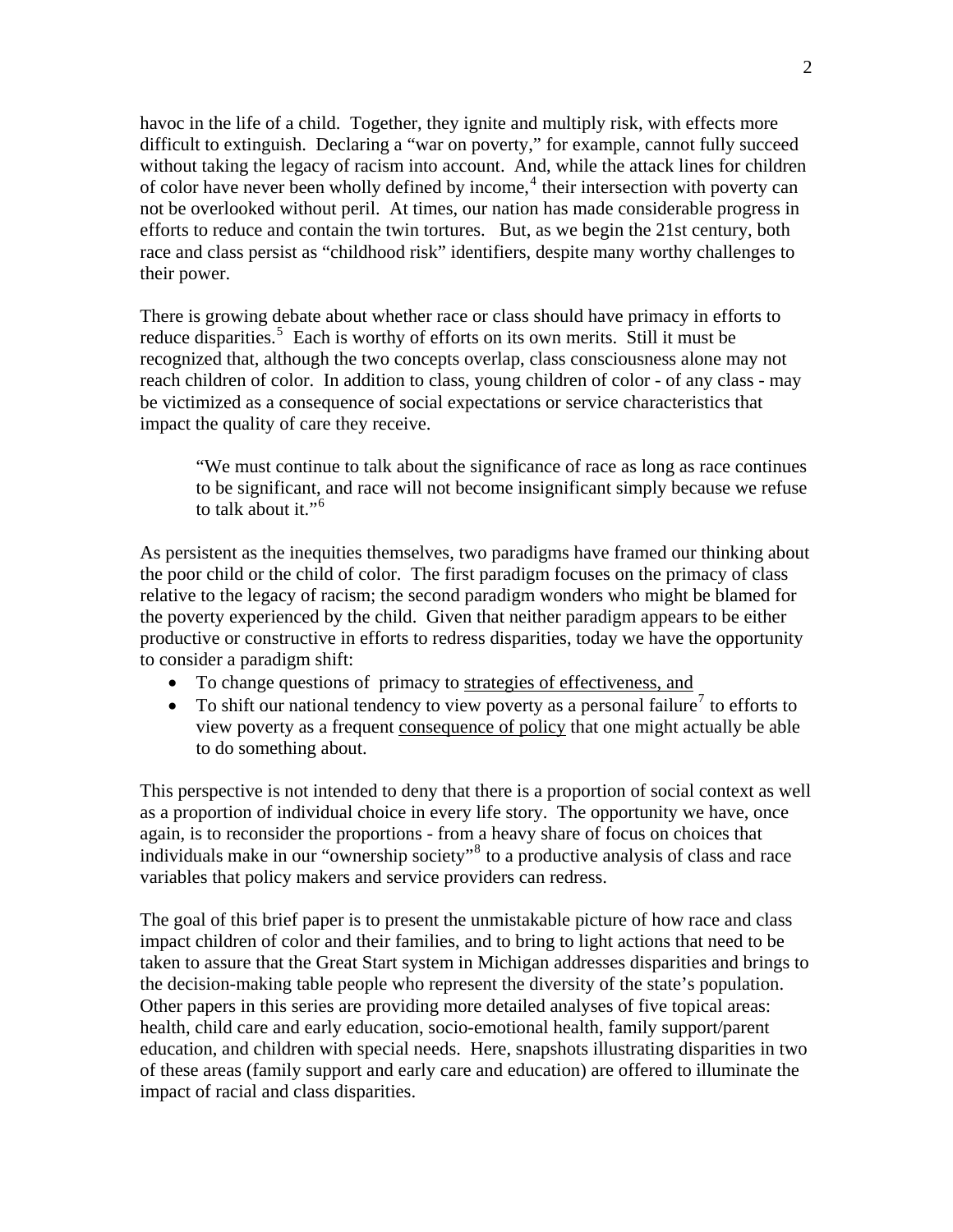havoc in the life of a child. Together, they ignite and multiply risk, with effects more difficult to extinguish. Declaring a "war on poverty," for example, cannot fully succeed without taking the legacy of racism into account. And, while the attack lines for children of color have never been wholly defined by income,[4] their intersection with poverty can not be overlooked without peril. At times, our nation has made considerable progress in efforts to reduce and contain the twin tortures. But, as we begin the 21st century, both race and class persist as "childhood risk" identifiers, despite many worthy challenges to their power.

There is growing debate about whether race or class should have primacy in efforts to reduce disparities.[5] Each is worthy of efforts on its own merits. Still it must be recognized that, although the two concepts overlap, class consciousness alone may not reach children of color. In addition to class, young children of color - of any class - may be victimized as a consequence of social expectations or service characteristics that impact the quality of care they receive.

> "We must continue to talk about the significance of race as long as race continues to be significant, and race will not become insignificant simply because we refuse to talk about it."[6]

As persistent as the inequities themselves, two paradigms have framed our thinking about the poor child or the child of color. The first paradigm focuses on the primacy of class relative to the legacy of racism; the second paradigm wonders who might be blamed for the poverty experienced by the child. Given that neither paradigm appears to be either productive or constructive in efforts to redress disparities, today we have the opportunity to consider a paradigm shift:

- To change questions of primacy to <u>strategies of effectiveness, and</u>
- To shift our national tendency to view poverty as a personal failure[7] to efforts to view poverty as a frequent <u>consequence of policy</u> that one might actually be able to do something about.

This perspective is not intended to deny that there is a proportion of social context as well as a proportion of individual choice in every life story. The opportunity we have, once again, is to reconsider the proportions - from a heavy share of focus on choices that individuals make in our "ownership society"[8] to a productive analysis of class and race variables that policy makers and service providers can redress.

The goal of this brief paper is to present the unmistakable picture of how race and class impact children of color and their families, and to bring to light actions that need to be taken to assure that the Great Start system in Michigan addresses disparities and brings to the decision-making table people who represent the diversity of the state's population. Other papers in this series are providing more detailed analyses of five topical areas: health, child care and early education, socio-emotional health, family support/parent education, and children with special needs. Here, snapshots illustrating disparities in two of these areas (family support and early care and education) are offered to illuminate the impact of racial and class disparities.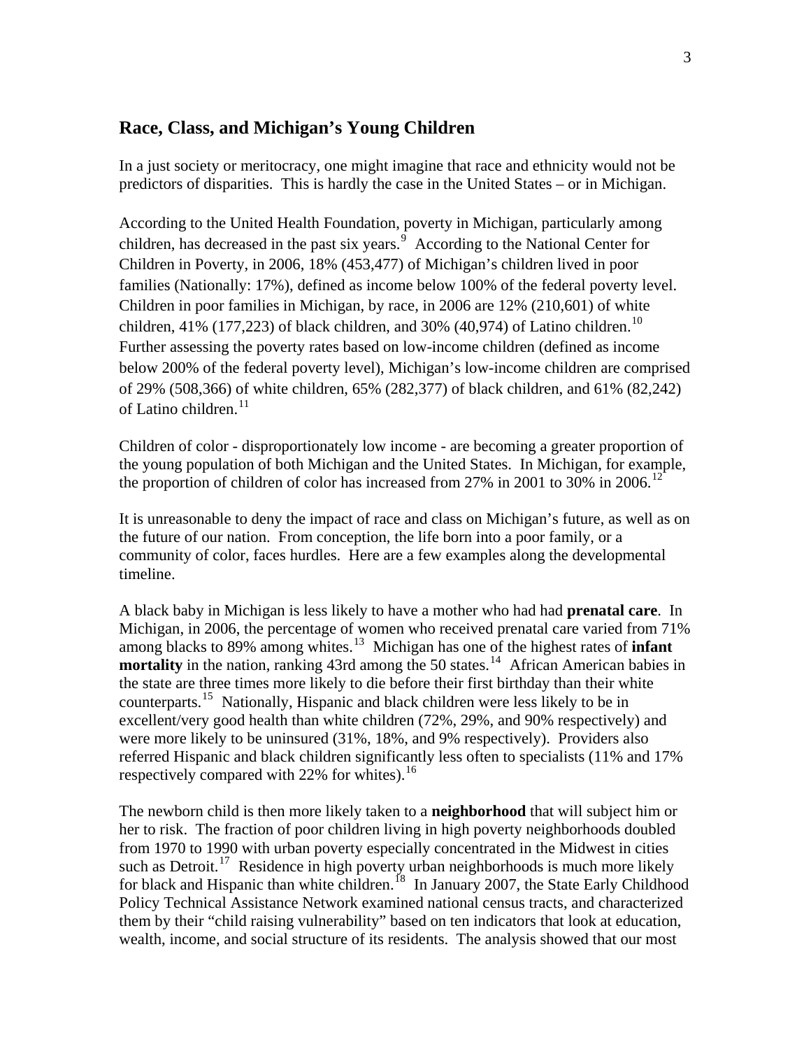## Race, Class, and Michigan's Young Children

In a just society or meritocracy, one might imagine that race and ethnicity would not be predictors of disparities. This is hardly the case in the United States – or in Michigan.

According to the United Health Foundation, poverty in Michigan, particularly among children, has decreased in the past six years.[9] According to the National Center for Children in Poverty, in 2006, 18% (453,477) of Michigan's children lived in poor families (Nationally: 17%), defined as income below 100% of the federal poverty level. Children in poor families in Michigan, by race, in 2006 are 12% (210,601) of white children, 41% (177,223) of black children, and 30% (40,974) of Latino children.[10] Further assessing the poverty rates based on low-income children (defined as income below 200% of the federal poverty level), Michigan's low-income children are comprised of 29% (508,366) of white children, 65% (282,377) of black children, and 61% (82,242) of Latino children.[11]

Children of color - disproportionately low income - are becoming a greater proportion of the young population of both Michigan and the United States. In Michigan, for example, the proportion of children of color has increased from 27% in 2001 to 30% in 2006.[12]

It is unreasonable to deny the impact of race and class on Michigan's future, as well as on the future of our nation. From conception, the life born into a poor family, or a community of color, faces hurdles. Here are a few examples along the developmental timeline.

A black baby in Michigan is less likely to have a mother who had had **prenatal care**. In Michigan, in 2006, the percentage of women who received prenatal care varied from 71% among blacks to 89% among whites.[13] Michigan has one of the highest rates of **infant mortality** in the nation, ranking 43rd among the 50 states.[14] African American babies in the state are three times more likely to die before their first birthday than their white counterparts.[15] Nationally, Hispanic and black children were less likely to be in excellent/very good health than white children (72%, 29%, and 90% respectively) and were more likely to be uninsured (31%, 18%, and 9% respectively). Providers also referred Hispanic and black children significantly less often to specialists (11% and 17% respectively compared with 22% for whites).[16]

The newborn child is then more likely taken to a **neighborhood** that will subject him or her to risk. The fraction of poor children living in high poverty neighborhoods doubled from 1970 to 1990 with urban poverty especially concentrated in the Midwest in cities such as Detroit.[17] Residence in high poverty urban neighborhoods is much more likely for black and Hispanic than white children.[18] In January 2007, the State Early Childhood Policy Technical Assistance Network examined national census tracts, and characterized them by their "child raising vulnerability" based on ten indicators that look at education, wealth, income, and social structure of its residents. The analysis showed that our most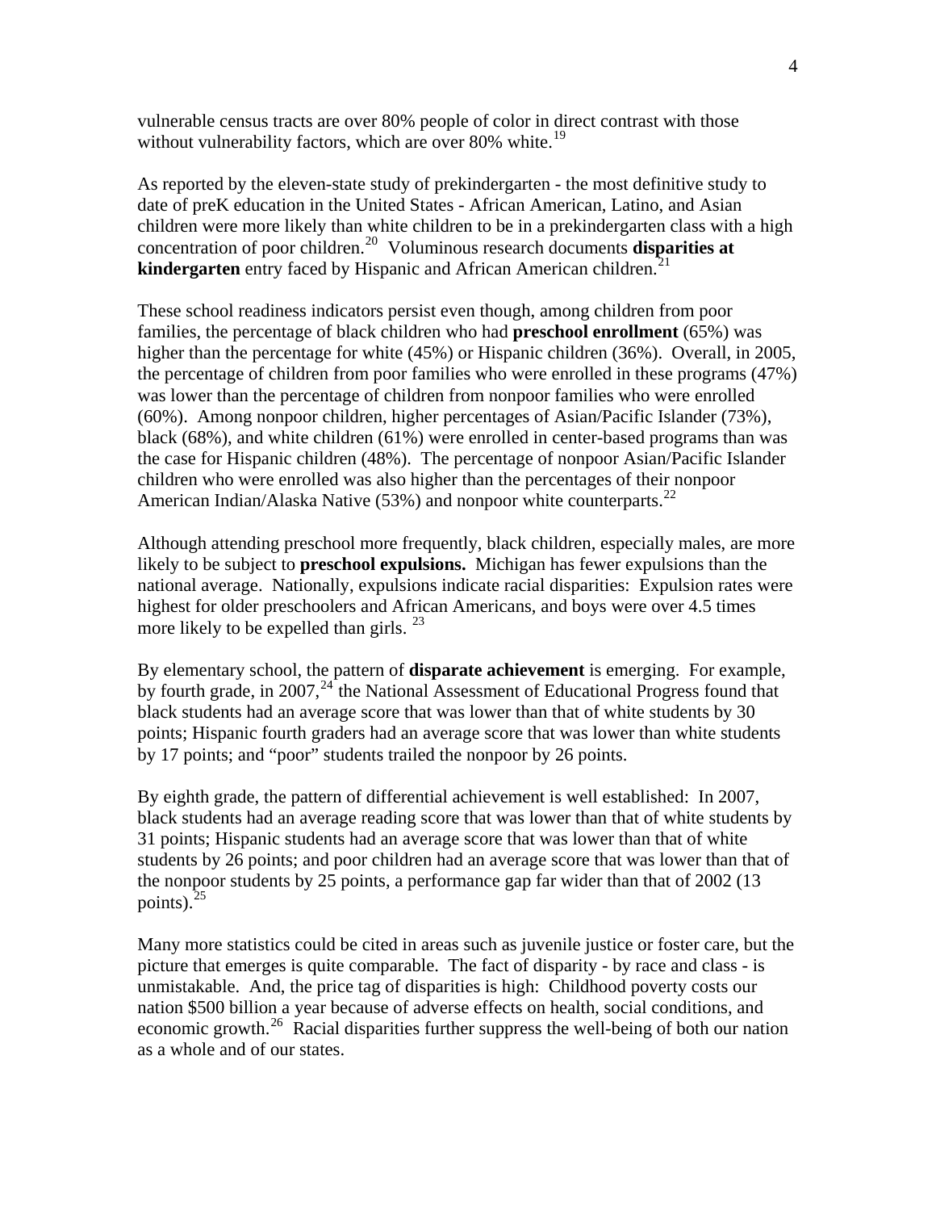vulnerable census tracts are over 80% people of color in direct contrast with those without vulnerability factors, which are over 80% white.[19]

As reported by the eleven-state study of prekindergarten - the most definitive study to date of preK education in the United States - African American, Latino, and Asian children were more likely than white children to be in a prekindergarten class with a high concentration of poor children.[20] Voluminous research documents **disparities at kindergarten** entry faced by Hispanic and African American children.[21]

These school readiness indicators persist even though, among children from poor families, the percentage of black children who had **preschool enrollment** (65%) was higher than the percentage for white (45%) or Hispanic children (36%). Overall, in 2005, the percentage of children from poor families who were enrolled in these programs (47%) was lower than the percentage of children from nonpoor families who were enrolled (60%). Among nonpoor children, higher percentages of Asian/Pacific Islander (73%), black (68%), and white children (61%) were enrolled in center-based programs than was the case for Hispanic children (48%). The percentage of nonpoor Asian/Pacific Islander children who were enrolled was also higher than the percentages of their nonpoor American Indian/Alaska Native (53%) and nonpoor white counterparts.[22]

Although attending preschool more frequently, black children, especially males, are more likely to be subject to **preschool expulsions.** Michigan has fewer expulsions than the national average. Nationally, expulsions indicate racial disparities: Expulsion rates were highest for older preschoolers and African Americans, and boys were over 4.5 times more likely to be expelled than girls.[23]

By elementary school, the pattern of **disparate achievement** is emerging. For example, by fourth grade, in 2007,[24] the National Assessment of Educational Progress found that black students had an average score that was lower than that of white students by 30 points; Hispanic fourth graders had an average score that was lower than white students by 17 points; and "poor" students trailed the nonpoor by 26 points.

By eighth grade, the pattern of differential achievement is well established: In 2007, black students had an average reading score that was lower than that of white students by 31 points; Hispanic students had an average score that was lower than that of white students by 26 points; and poor children had an average score that was lower than that of the nonpoor students by 25 points, a performance gap far wider than that of 2002 (13 points).[25]

Many more statistics could be cited in areas such as juvenile justice or foster care, but the picture that emerges is quite comparable. The fact of disparity - by race and class - is unmistakable. And, the price tag of disparities is high: Childhood poverty costs our nation $500 billion a year because of adverse effects on health, social conditions, and economic growth.[26] Racial disparities further suppress the well-being of both our nation as a whole and of our states.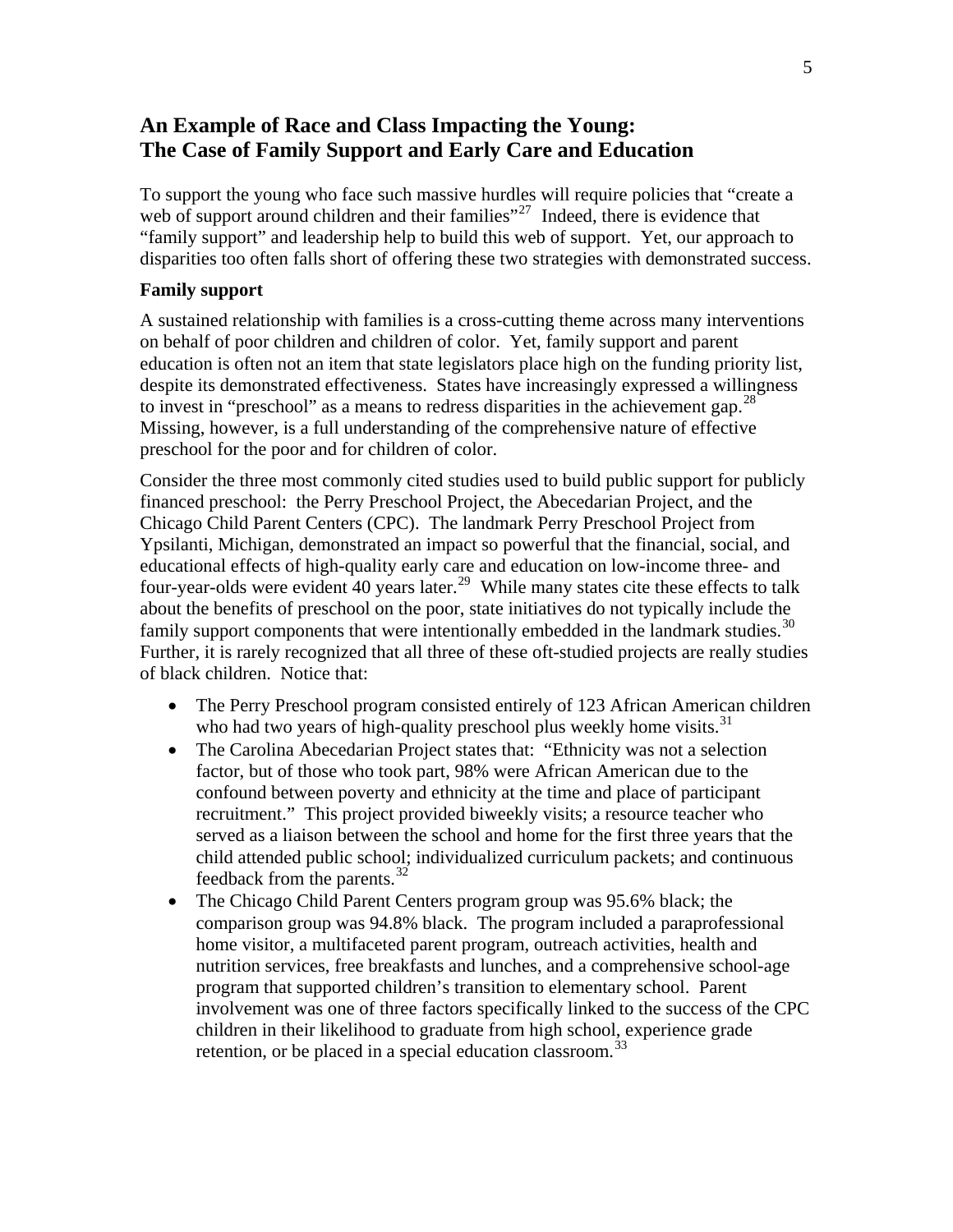## An Example of Race and Class Impacting the Young: The Case of Family Support and Early Care and Education

To support the young who face such massive hurdles will require policies that "create a web of support around children and their families"[27] Indeed, there is evidence that "family support" and leadership help to build this web of support. Yet, our approach to disparities too often falls short of offering these two strategies with demonstrated success.

### Family support

A sustained relationship with families is a cross-cutting theme across many interventions on behalf of poor children and children of color. Yet, family support and parent education is often not an item that state legislators place high on the funding priority list, despite its demonstrated effectiveness. States have increasingly expressed a willingness to invest in "preschool" as a means to redress disparities in the achievement gap.[28] Missing, however, is a full understanding of the comprehensive nature of effective preschool for the poor and for children of color.

Consider the three most commonly cited studies used to build public support for publicly financed preschool: the Perry Preschool Project, the Abecedarian Project, and the Chicago Child Parent Centers (CPC). The landmark Perry Preschool Project from Ypsilanti, Michigan, demonstrated an impact so powerful that the financial, social, and educational effects of high-quality early care and education on low-income three- and four-year-olds were evident 40 years later.[29] While many states cite these effects to talk about the benefits of preschool on the poor, state initiatives do not typically include the family support components that were intentionally embedded in the landmark studies.[30] Further, it is rarely recognized that all three of these oft-studied projects are really studies of black children. Notice that:

- The Perry Preschool program consisted entirely of 123 African American children who had two years of high-quality preschool plus weekly home visits.[31]
- The Carolina Abecedarian Project states that: "Ethnicity was not a selection factor, but of those who took part, 98% were African American due to the confound between poverty and ethnicity at the time and place of participant recruitment." This project provided biweekly visits; a resource teacher who served as a liaison between the school and home for the first three years that the child attended public school; individualized curriculum packets; and continuous feedback from the parents.[32]
- The Chicago Child Parent Centers program group was 95.6% black; the comparison group was 94.8% black. The program included a paraprofessional home visitor, a multifaceted parent program, outreach activities, health and nutrition services, free breakfasts and lunches, and a comprehensive school-age program that supported children's transition to elementary school. Parent involvement was one of three factors specifically linked to the success of the CPC children in their likelihood to graduate from high school, experience grade retention, or be placed in a special education classroom.[33]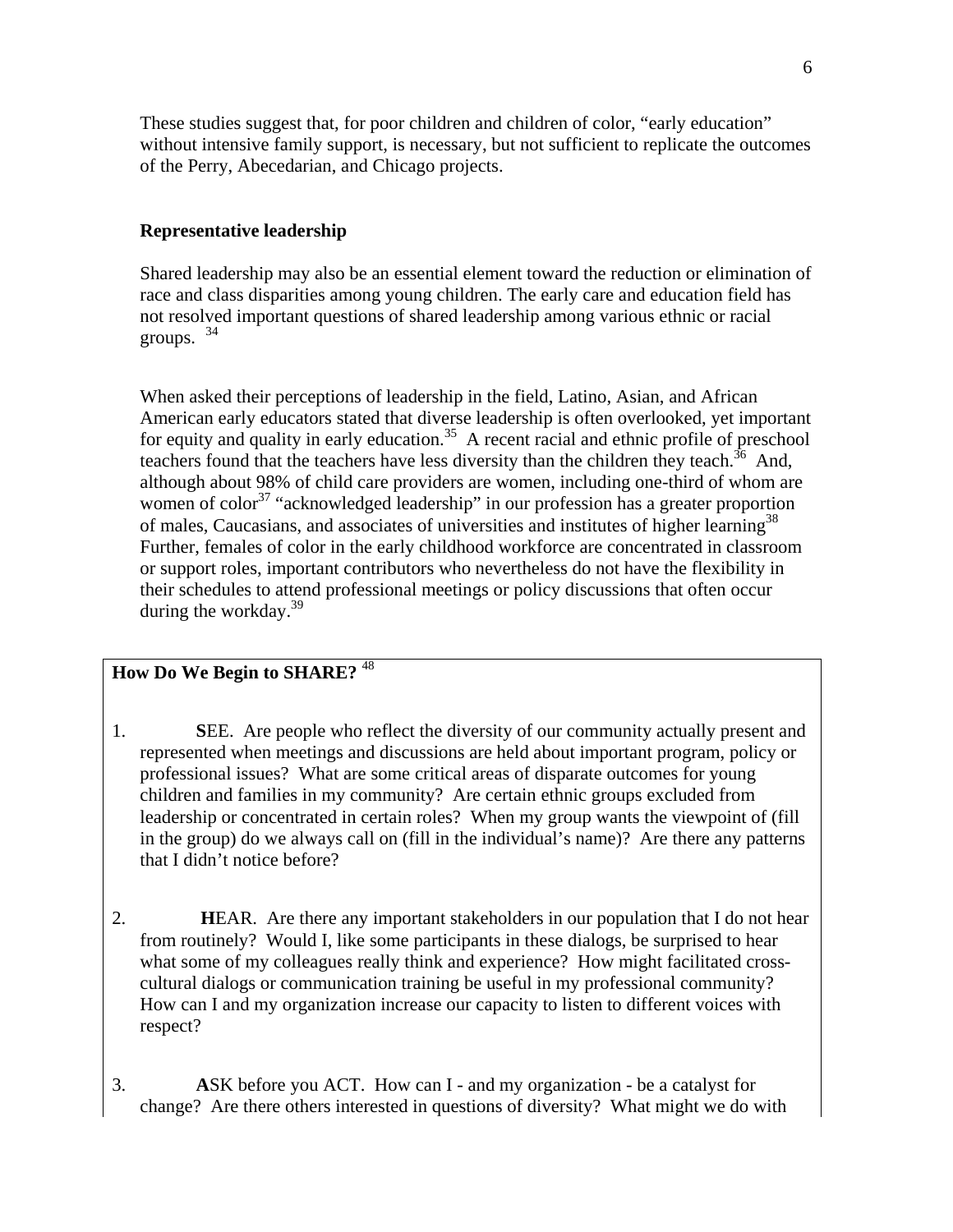These studies suggest that, for poor children and children of color, "early education" without intensive family support, is necessary, but not sufficient to replicate the outcomes of the Perry, Abecedarian, and Chicago projects.

**Representative leadership**

Shared leadership may also be an essential element toward the reduction or elimination of race and class disparities among young children. The early care and education field has not resolved important questions of shared leadership among various ethnic or racial groups. [34]

When asked their perceptions of leadership in the field, Latino, Asian, and African American early educators stated that diverse leadership is often overlooked, yet important for equity and quality in early education.[35] A recent racial and ethnic profile of preschool teachers found that the teachers have less diversity than the children they teach.[36] And, although about 98% of child care providers are women, including one-third of whom are women of color[37] "acknowledged leadership" in our profession has a greater proportion of males, Caucasians, and associates of universities and institutes of higher learning[38] Further, females of color in the early childhood workforce are concentrated in classroom or support roles, important contributors who nevertheless do not have the flexibility in their schedules to attend professional meetings or policy discussions that often occur during the workday.[39]

**How Do We Begin to SHARE?** [48]

1. **S**EE. Are people who reflect the diversity of our community actually present and represented when meetings and discussions are held about important program, policy or professional issues? What are some critical areas of disparate outcomes for young children and families in my community? Are certain ethnic groups excluded from leadership or concentrated in certain roles? When my group wants the viewpoint of (fill in the group) do we always call on (fill in the individual's name)? Are there any patterns that I didn't notice before?

2. **H**EAR. Are there any important stakeholders in our population that I do not hear from routinely? Would I, like some participants in these dialogs, be surprised to hear what some of my colleagues really think and experience? How might facilitated cross-cultural dialogs or communication training be useful in my professional community? How can I and my organization increase our capacity to listen to different voices with respect?

3. **A**SK before you ACT. How can I - and my organization - be a catalyst for change? Are there others interested in questions of diversity? What might we do with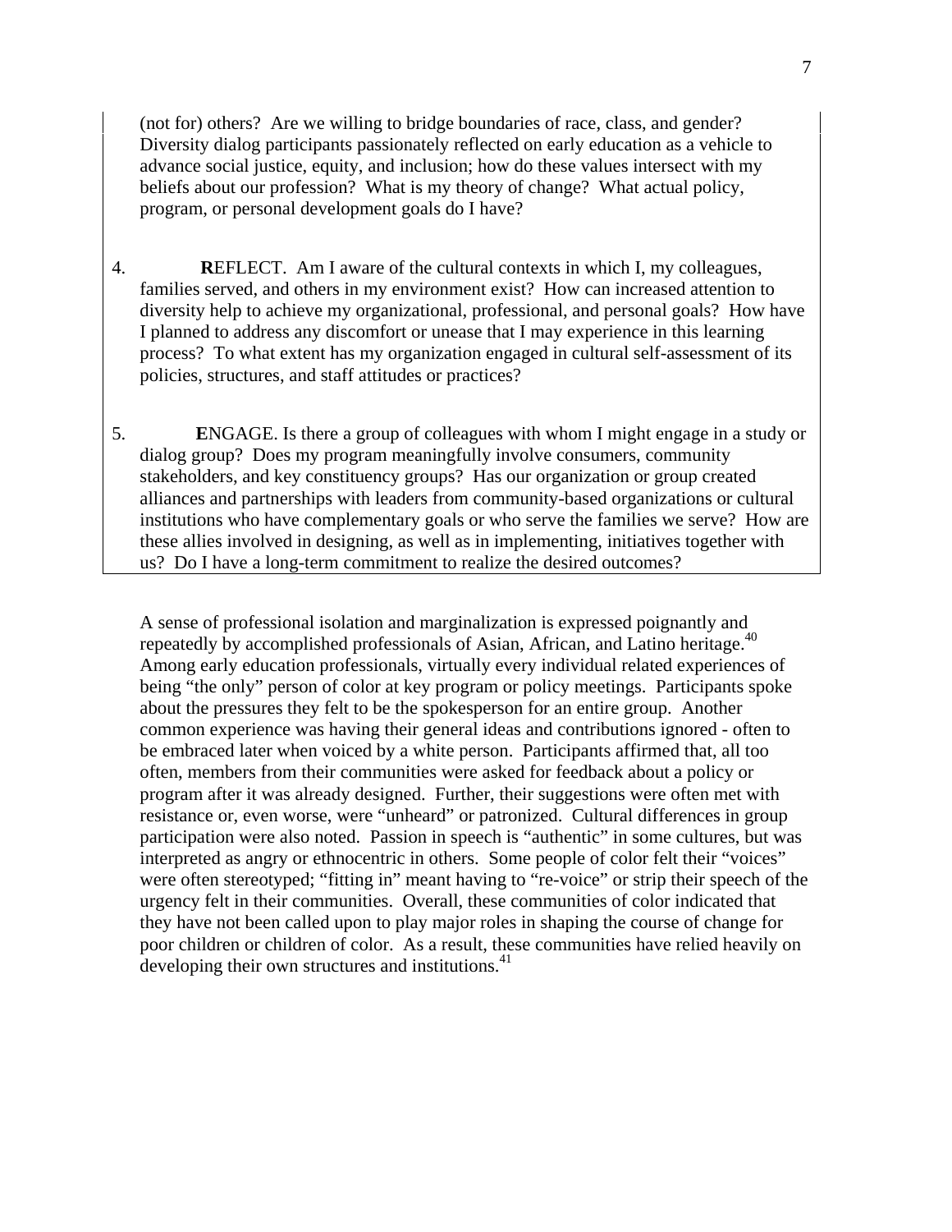(not for) others? Are we willing to bridge boundaries of race, class, and gender? Diversity dialog participants passionately reflected on early education as a vehicle to advance social justice, equity, and inclusion; how do these values intersect with my beliefs about our profession? What is my theory of change? What actual policy, program, or personal development goals do I have?

4. **R**EFLECT. Am I aware of the cultural contexts in which I, my colleagues, families served, and others in my environment exist? How can increased attention to diversity help to achieve my organizational, professional, and personal goals? How have I planned to address any discomfort or unease that I may experience in this learning process? To what extent has my organization engaged in cultural self-assessment of its policies, structures, and staff attitudes or practices?

5. **E**NGAGE. Is there a group of colleagues with whom I might engage in a study or dialog group? Does my program meaningfully involve consumers, community stakeholders, and key constituency groups? Has our organization or group created alliances and partnerships with leaders from community-based organizations or cultural institutions who have complementary goals or who serve the families we serve? How are these allies involved in designing, as well as in implementing, initiatives together with us? Do I have a long-term commitment to realize the desired outcomes?

A sense of professional isolation and marginalization is expressed poignantly and repeatedly by accomplished professionals of Asian, African, and Latino heritage.[40] Among early education professionals, virtually every individual related experiences of being "the only" person of color at key program or policy meetings. Participants spoke about the pressures they felt to be the spokesperson for an entire group. Another common experience was having their general ideas and contributions ignored - often to be embraced later when voiced by a white person. Participants affirmed that, all too often, members from their communities were asked for feedback about a policy or program after it was already designed. Further, their suggestions were often met with resistance or, even worse, were "unheard" or patronized. Cultural differences in group participation were also noted. Passion in speech is "authentic" in some cultures, but was interpreted as angry or ethnocentric in others. Some people of color felt their "voices" were often stereotyped; "fitting in" meant having to "re-voice" or strip their speech of the urgency felt in their communities. Overall, these communities of color indicated that they have not been called upon to play major roles in shaping the course of change for poor children or children of color. As a result, these communities have relied heavily on developing their own structures and institutions.[41]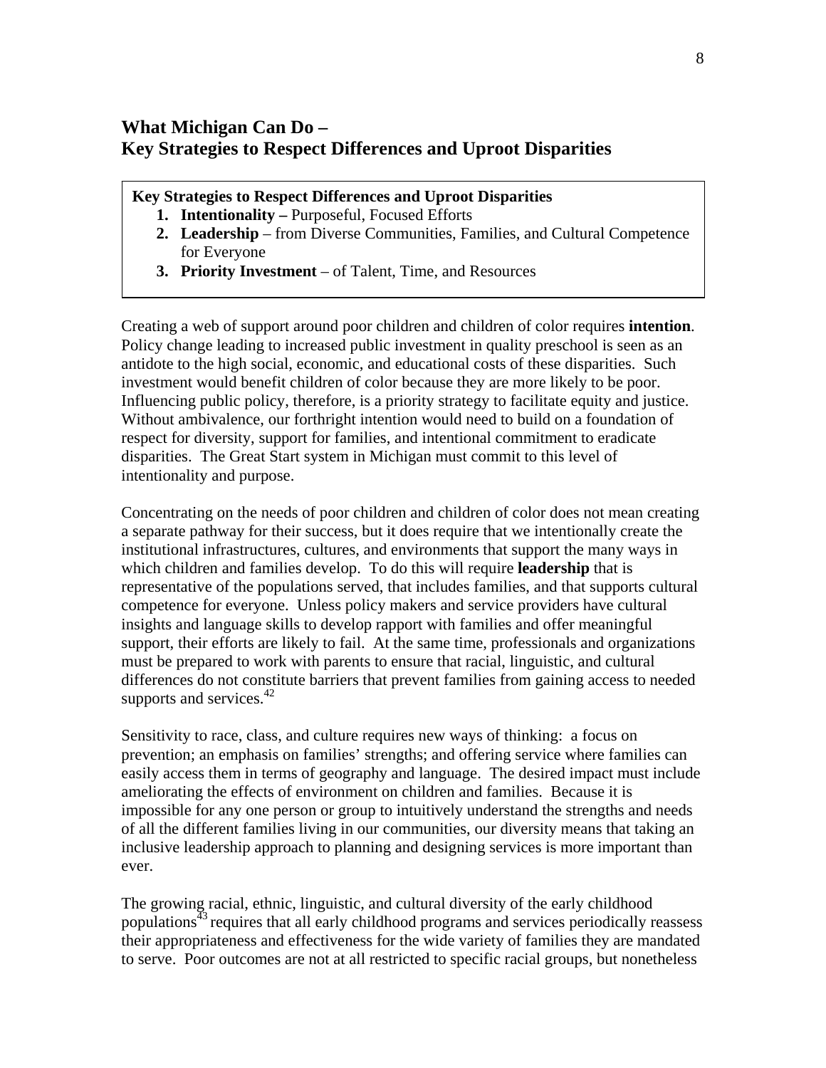## What Michigan Can Do – Key Strategies to Respect Differences and Uproot Disparities

**Key Strategies to Respect Differences and Uproot Disparities**

1. **Intentionality –** Purposeful, Focused Efforts
2. **Leadership** – from Diverse Communities, Families, and Cultural Competence for Everyone
3. **Priority Investment** – of Talent, Time, and Resources

Creating a web of support around poor children and children of color requires **intention**. Policy change leading to increased public investment in quality preschool is seen as an antidote to the high social, economic, and educational costs of these disparities. Such investment would benefit children of color because they are more likely to be poor. Influencing public policy, therefore, is a priority strategy to facilitate equity and justice. Without ambivalence, our forthright intention would need to build on a foundation of respect for diversity, support for families, and intentional commitment to eradicate disparities. The Great Start system in Michigan must commit to this level of intentionality and purpose.

Concentrating on the needs of poor children and children of color does not mean creating a separate pathway for their success, but it does require that we intentionally create the institutional infrastructures, cultures, and environments that support the many ways in which children and families develop. To do this will require **leadership** that is representative of the populations served, that includes families, and that supports cultural competence for everyone. Unless policy makers and service providers have cultural insights and language skills to develop rapport with families and offer meaningful support, their efforts are likely to fail. At the same time, professionals and organizations must be prepared to work with parents to ensure that racial, linguistic, and cultural differences do not constitute barriers that prevent families from gaining access to needed supports and services.[42]

Sensitivity to race, class, and culture requires new ways of thinking: a focus on prevention; an emphasis on families' strengths; and offering service where families can easily access them in terms of geography and language. The desired impact must include ameliorating the effects of environment on children and families. Because it is impossible for any one person or group to intuitively understand the strengths and needs of all the different families living in our communities, our diversity means that taking an inclusive leadership approach to planning and designing services is more important than ever.

The growing racial, ethnic, linguistic, and cultural diversity of the early childhood populations[43] requires that all early childhood programs and services periodically reassess their appropriateness and effectiveness for the wide variety of families they are mandated to serve. Poor outcomes are not at all restricted to specific racial groups, but nonetheless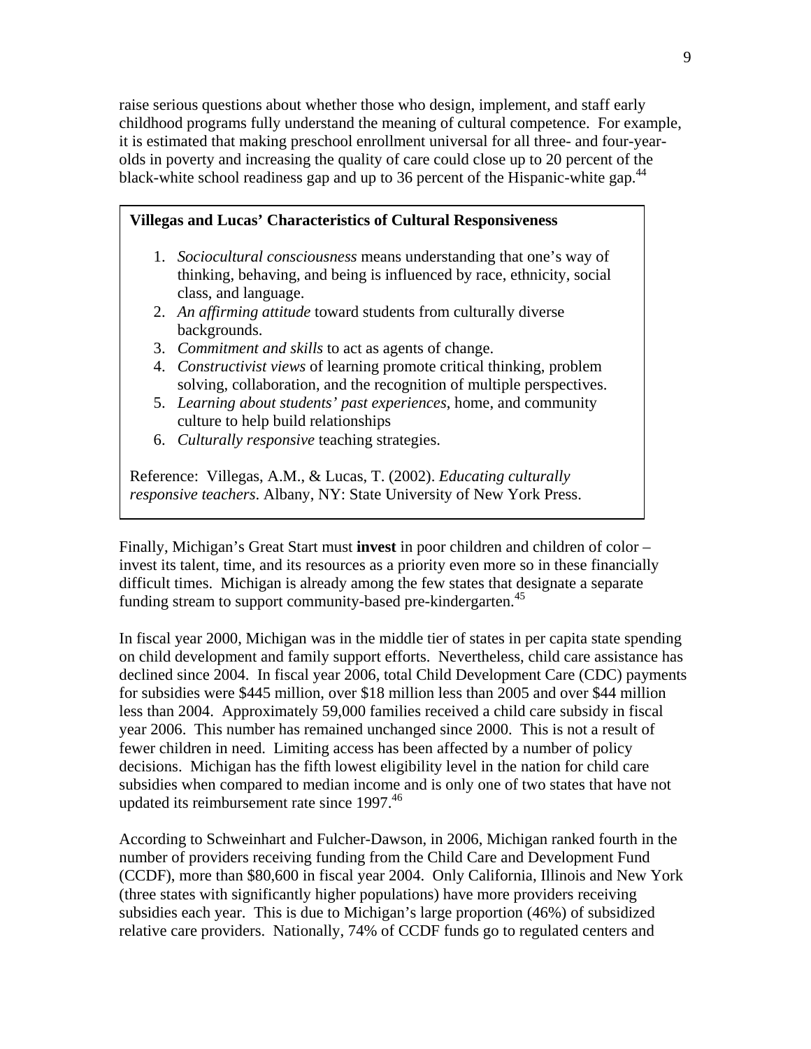raise serious questions about whether those who design, implement, and staff early childhood programs fully understand the meaning of cultural competence. For example, it is estimated that making preschool enrollment universal for all three- and four-year-olds in poverty and increasing the quality of care could close up to 20 percent of the black-white school readiness gap and up to 36 percent of the Hispanic-white gap.[44]

**Villegas and Lucas' Characteristics of Cultural Responsiveness**

1. *Sociocultural consciousness* means understanding that one's way of thinking, behaving, and being is influenced by race, ethnicity, social class, and language.
2. *An affirming attitude* toward students from culturally diverse backgrounds.
3. *Commitment and skills* to act as agents of change.
4. *Constructivist views* of learning promote critical thinking, problem solving, collaboration, and the recognition of multiple perspectives.
5. *Learning about students' past experiences*, home, and community culture to help build relationships
6. *Culturally responsive* teaching strategies.

Reference: Villegas, A.M., & Lucas, T. (2002). *Educating culturally responsive teachers*. Albany, NY: State University of New York Press.

Finally, Michigan's Great Start must **invest** in poor children and children of color – invest its talent, time, and its resources as a priority even more so in these financially difficult times. Michigan is already among the few states that designate a separate funding stream to support community-based pre-kindergarten.[45]

In fiscal year 2000, Michigan was in the middle tier of states in per capita state spending on child development and family support efforts. Nevertheless, child care assistance has declined since 2004. In fiscal year 2006, total Child Development Care (CDC) payments for subsidies were $445 million, over $18 million less than 2005 and over $44 million less than 2004. Approximately 59,000 families received a child care subsidy in fiscal year 2006. This number has remained unchanged since 2000. This is not a result of fewer children in need. Limiting access has been affected by a number of policy decisions. Michigan has the fifth lowest eligibility level in the nation for child care subsidies when compared to median income and is only one of two states that have not updated its reimbursement rate since 1997.[46]

According to Schweinhart and Fulcher-Dawson, in 2006, Michigan ranked fourth in the number of providers receiving funding from the Child Care and Development Fund (CCDF), more than $80,600 in fiscal year 2004. Only California, Illinois and New York (three states with significantly higher populations) have more providers receiving subsidies each year. This is due to Michigan's large proportion (46%) of subsidized relative care providers. Nationally, 74% of CCDF funds go to regulated centers and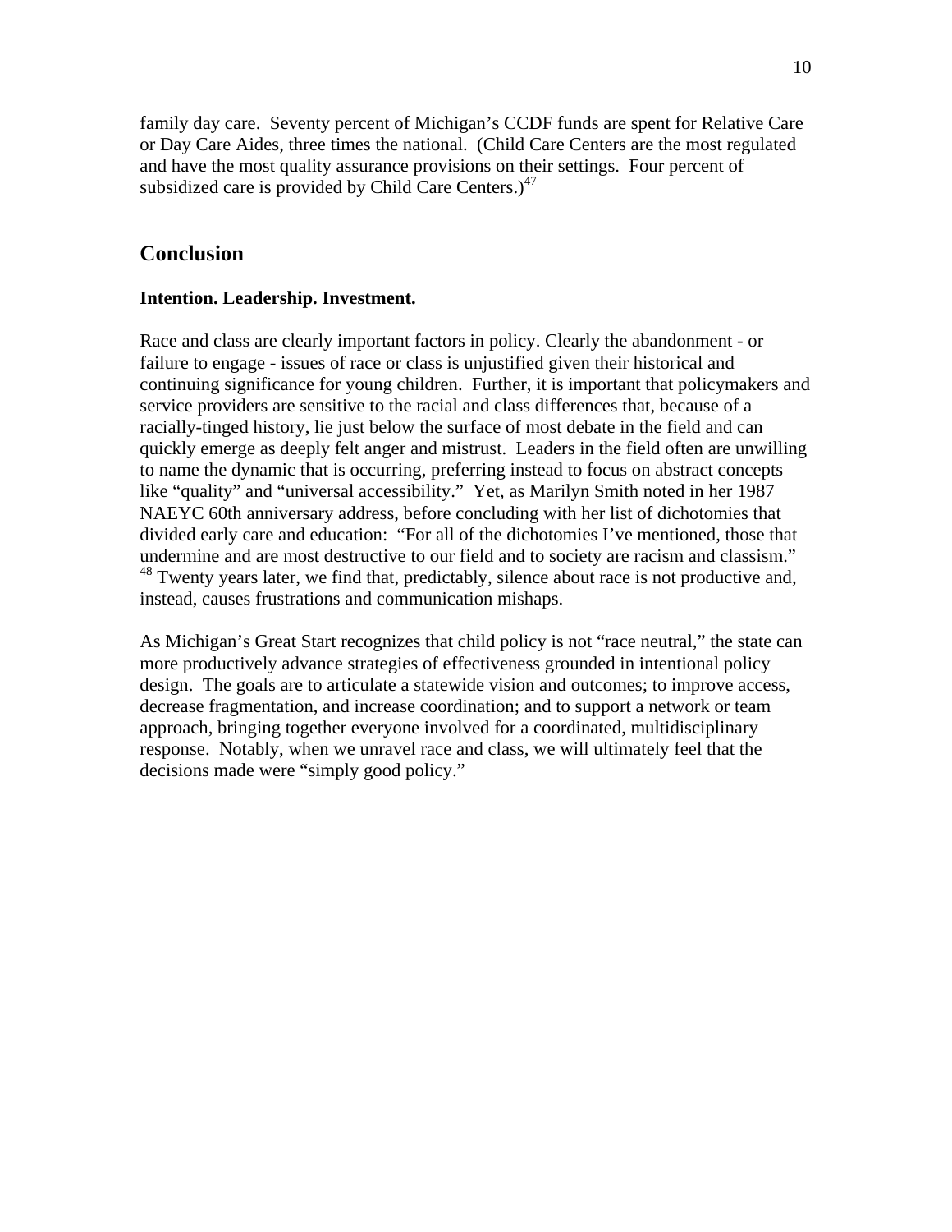family day care. Seventy percent of Michigan's CCDF funds are spent for Relative Care or Day Care Aides, three times the national. (Child Care Centers are the most regulated and have the most quality assurance provisions on their settings. Four percent of subsidized care is provided by Child Care Centers.)[47]

## Conclusion

### Intention. Leadership. Investment.

Race and class are clearly important factors in policy. Clearly the abandonment - or failure to engage - issues of race or class is unjustified given their historical and continuing significance for young children. Further, it is important that policymakers and service providers are sensitive to the racial and class differences that, because of a racially-tinged history, lie just below the surface of most debate in the field and can quickly emerge as deeply felt anger and mistrust. Leaders in the field often are unwilling to name the dynamic that is occurring, preferring instead to focus on abstract concepts like "quality" and "universal accessibility." Yet, as Marilyn Smith noted in her 1987 NAEYC 60th anniversary address, before concluding with her list of dichotomies that divided early care and education: "For all of the dichotomies I've mentioned, those that undermine and are most destructive to our field and to society are racism and classism."[48] Twenty years later, we find that, predictably, silence about race is not productive and, instead, causes frustrations and communication mishaps.

As Michigan's Great Start recognizes that child policy is not "race neutral," the state can more productively advance strategies of effectiveness grounded in intentional policy design. The goals are to articulate a statewide vision and outcomes; to improve access, decrease fragmentation, and increase coordination; and to support a network or team approach, bringing together everyone involved for a coordinated, multidisciplinary response. Notably, when we unravel race and class, we will ultimately feel that the decisions made were "simply good policy."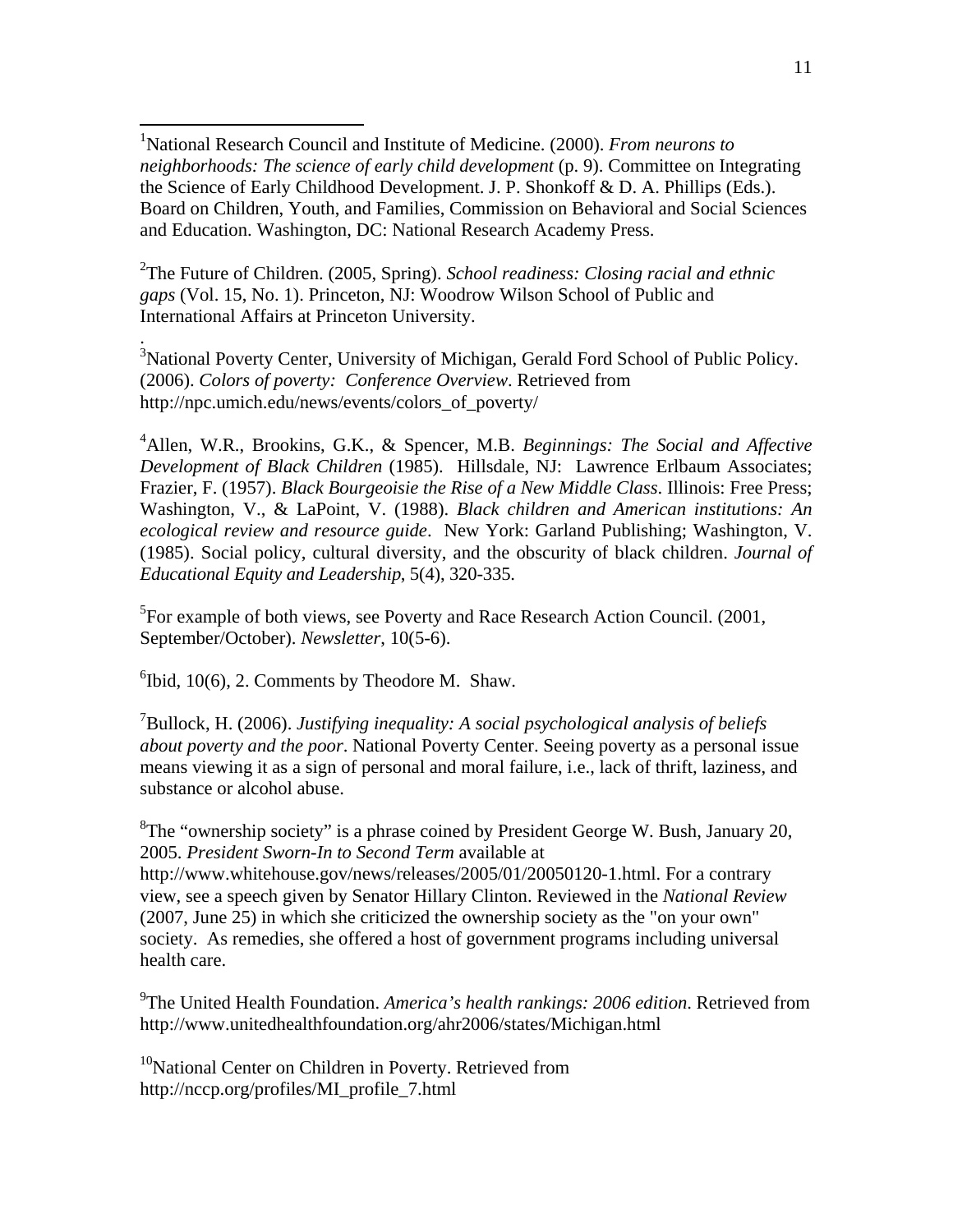[1]National Research Council and Institute of Medicine. (2000). *From neurons to neighborhoods: The science of early child development* (p. 9). Committee on Integrating the Science of Early Childhood Development. J. P. Shonkoff & D. A. Phillips (Eds.). Board on Children, Youth, and Families, Commission on Behavioral and Social Sciences and Education. Washington, DC: National Research Academy Press.

[2]The Future of Children. (2005, Spring). *School readiness: Closing racial and ethnic gaps* (Vol. 15, No. 1). Princeton, NJ: Woodrow Wilson School of Public and International Affairs at Princeton University.

.
[3]National Poverty Center, University of Michigan, Gerald Ford School of Public Policy. (2006). *Colors of poverty: Conference Overview*. Retrieved from http://npc.umich.edu/news/events/colors_of_poverty/

[4]Allen, W.R., Brookins, G.K., & Spencer, M.B. *Beginnings: The Social and Affective Development of Black Children* (1985). Hillsdale, NJ: Lawrence Erlbaum Associates; Frazier, F. (1957). *Black Bourgeoisie the Rise of a New Middle Class*. Illinois: Free Press; Washington, V., & LaPoint, V. (1988). *Black children and American institutions: An ecological review and resource guide*. New York: Garland Publishing; Washington, V. (1985). Social policy, cultural diversity, and the obscurity of black children. *Journal of Educational Equity and Leadership*, 5(4), 320-335.

[5]For example of both views, see Poverty and Race Research Action Council. (2001, September/October). *Newsletter*, 10(5-6).

[6]Ibid, 10(6), 2. Comments by Theodore M. Shaw.

[7]Bullock, H. (2006). *Justifying inequality: A social psychological analysis of beliefs about poverty and the poor*. National Poverty Center. Seeing poverty as a personal issue means viewing it as a sign of personal and moral failure, i.e., lack of thrift, laziness, and substance or alcohol abuse.

[8]The "ownership society" is a phrase coined by President George W. Bush, January 20, 2005. *President Sworn-In to Second Term* available at http://www.whitehouse.gov/news/releases/2005/01/20050120-1.html. For a contrary view, see a speech given by Senator Hillary Clinton. Reviewed in the *National Review* (2007, June 25) in which she criticized the ownership society as the "on your own" society. As remedies, she offered a host of government programs including universal health care.

[9]The United Health Foundation. *America's health rankings: 2006 edition*. Retrieved from http://www.unitedhealthfoundation.org/ahr2006/states/Michigan.html

[10]National Center on Children in Poverty. Retrieved from http://nccp.org/profiles/MI_profile_7.html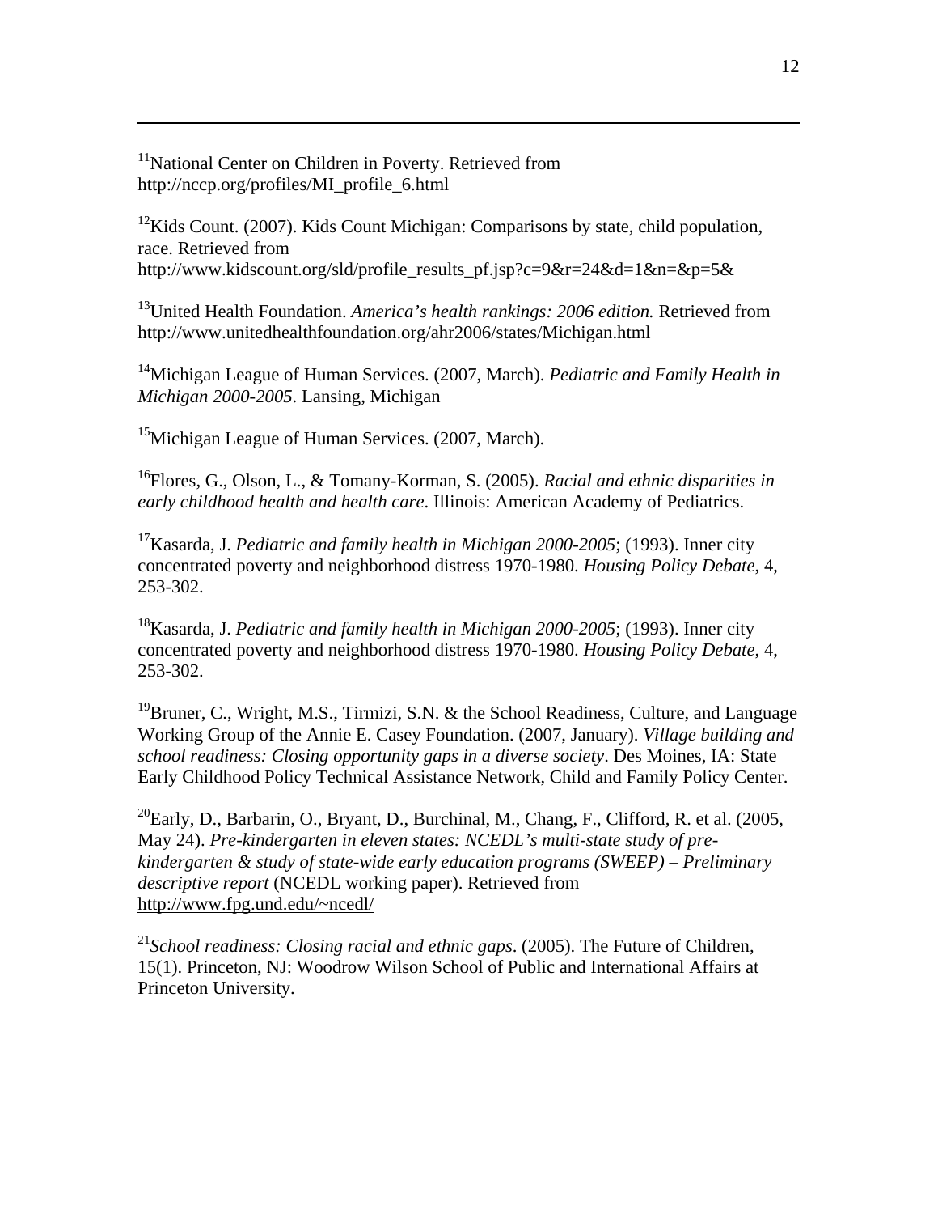[11]National Center on Children in Poverty. Retrieved from http://nccp.org/profiles/MI_profile_6.html

[12]Kids Count. (2007). Kids Count Michigan: Comparisons by state, child population, race. Retrieved from http://www.kidscount.org/sld/profile_results_pf.jsp?c=9&r=24&d=1&n=&p=5&

[13]United Health Foundation. *America's health rankings: 2006 edition.* Retrieved from http://www.unitedhealthfoundation.org/ahr2006/states/Michigan.html

[14]Michigan League of Human Services. (2007, March). *Pediatric and Family Health in Michigan 2000-2005*. Lansing, Michigan

[15]Michigan League of Human Services. (2007, March).

[16]Flores, G., Olson, L., & Tomany-Korman, S. (2005). *Racial and ethnic disparities in early childhood health and health care*. Illinois: American Academy of Pediatrics.

[17]Kasarda, J. *Pediatric and family health in Michigan 2000-2005*; (1993). Inner city concentrated poverty and neighborhood distress 1970-1980. *Housing Policy Debate*, 4, 253-302.

[18]Kasarda, J. *Pediatric and family health in Michigan 2000-2005*; (1993). Inner city concentrated poverty and neighborhood distress 1970-1980. *Housing Policy Debate*, 4, 253-302.

[19]Bruner, C., Wright, M.S., Tirmizi, S.N. & the School Readiness, Culture, and Language Working Group of the Annie E. Casey Foundation. (2007, January). *Village building and school readiness: Closing opportunity gaps in a diverse society*. Des Moines, IA: State Early Childhood Policy Technical Assistance Network, Child and Family Policy Center.

[20]Early, D., Barbarin, O., Bryant, D., Burchinal, M., Chang, F., Clifford, R. et al. (2005, May 24). *Pre-kindergarten in eleven states: NCEDL's multi-state study of pre-kindergarten & study of state-wide early education programs (SWEEP) – Preliminary descriptive report* (NCEDL working paper). Retrieved from http://www.fpg.und.edu/~ncedl/

[21]*School readiness: Closing racial and ethnic gaps*. (2005). The Future of Children, 15(1). Princeton, NJ: Woodrow Wilson School of Public and International Affairs at Princeton University.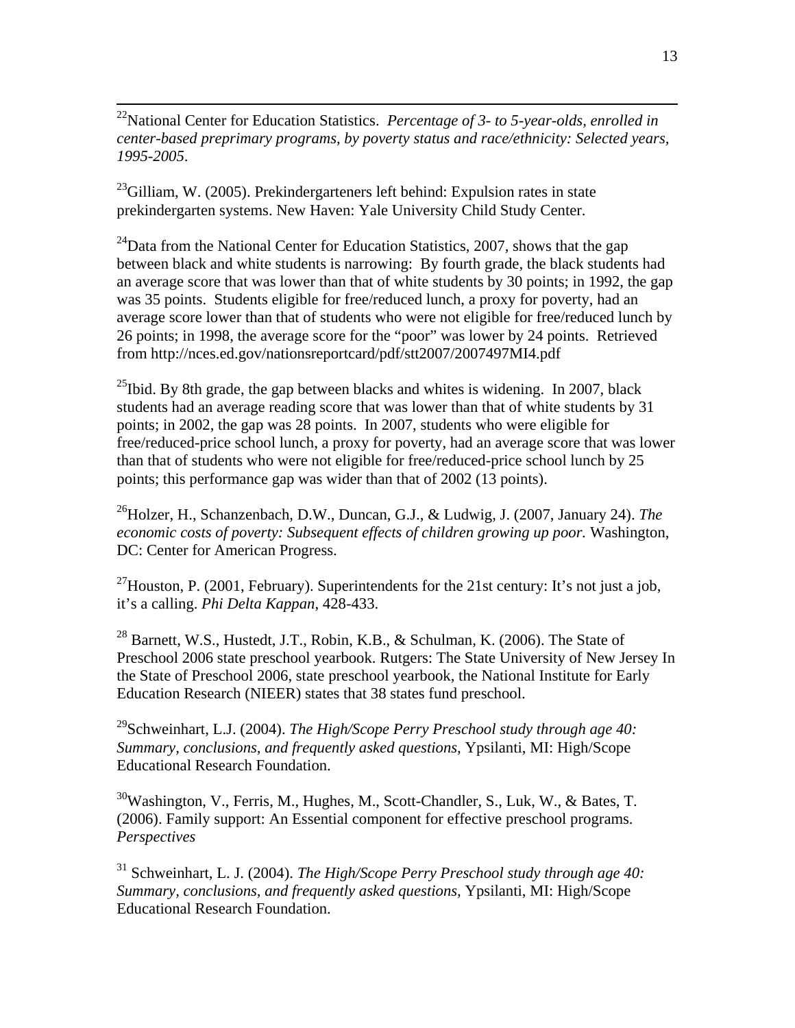[22]National Center for Education Statistics. *Percentage of 3- to 5-year-olds, enrolled in center-based preprimary programs, by poverty status and race/ethnicity: Selected years, 1995-2005*.

[23]Gilliam, W. (2005). Prekindergarteners left behind: Expulsion rates in state prekindergarten systems. New Haven: Yale University Child Study Center.

[24]Data from the National Center for Education Statistics, 2007, shows that the gap between black and white students is narrowing: By fourth grade, the black students had an average score that was lower than that of white students by 30 points; in 1992, the gap was 35 points. Students eligible for free/reduced lunch, a proxy for poverty, had an average score lower than that of students who were not eligible for free/reduced lunch by 26 points; in 1998, the average score for the "poor" was lower by 24 points. Retrieved from http://nces.ed.gov/nationsreportcard/pdf/stt2007/2007497MI4.pdf

[25]Ibid. By 8th grade, the gap between blacks and whites is widening. In 2007, black students had an average reading score that was lower than that of white students by 31 points; in 2002, the gap was 28 points. In 2007, students who were eligible for free/reduced-price school lunch, a proxy for poverty, had an average score that was lower than that of students who were not eligible for free/reduced-price school lunch by 25 points; this performance gap was wider than that of 2002 (13 points).

[26]Holzer, H., Schanzenbach, D.W., Duncan, G.J., & Ludwig, J. (2007, January 24). *The economic costs of poverty: Subsequent effects of children growing up poor.* Washington, DC: Center for American Progress.

[27]Houston, P. (2001, February). Superintendents for the 21st century: It's not just a job, it's a calling. *Phi Delta Kappan*, 428-433.

[28] Barnett, W.S., Hustedt, J.T., Robin, K.B., & Schulman, K. (2006). The State of Preschool 2006 state preschool yearbook. Rutgers: The State University of New Jersey In the State of Preschool 2006, state preschool yearbook, the National Institute for Early Education Research (NIEER) states that 38 states fund preschool.

[29]Schweinhart, L.J. (2004). *The High/Scope Perry Preschool study through age 40: Summary, conclusions, and frequently asked questions,* Ypsilanti, MI: High/Scope Educational Research Foundation.

[30]Washington, V., Ferris, M., Hughes, M., Scott-Chandler, S., Luk, W., & Bates, T. (2006). Family support: An Essential component for effective preschool programs. *Perspectives*

[31] Schweinhart, L. J. (2004). *The High/Scope Perry Preschool study through age 40: Summary, conclusions, and frequently asked questions,* Ypsilanti, MI: High/Scope Educational Research Foundation.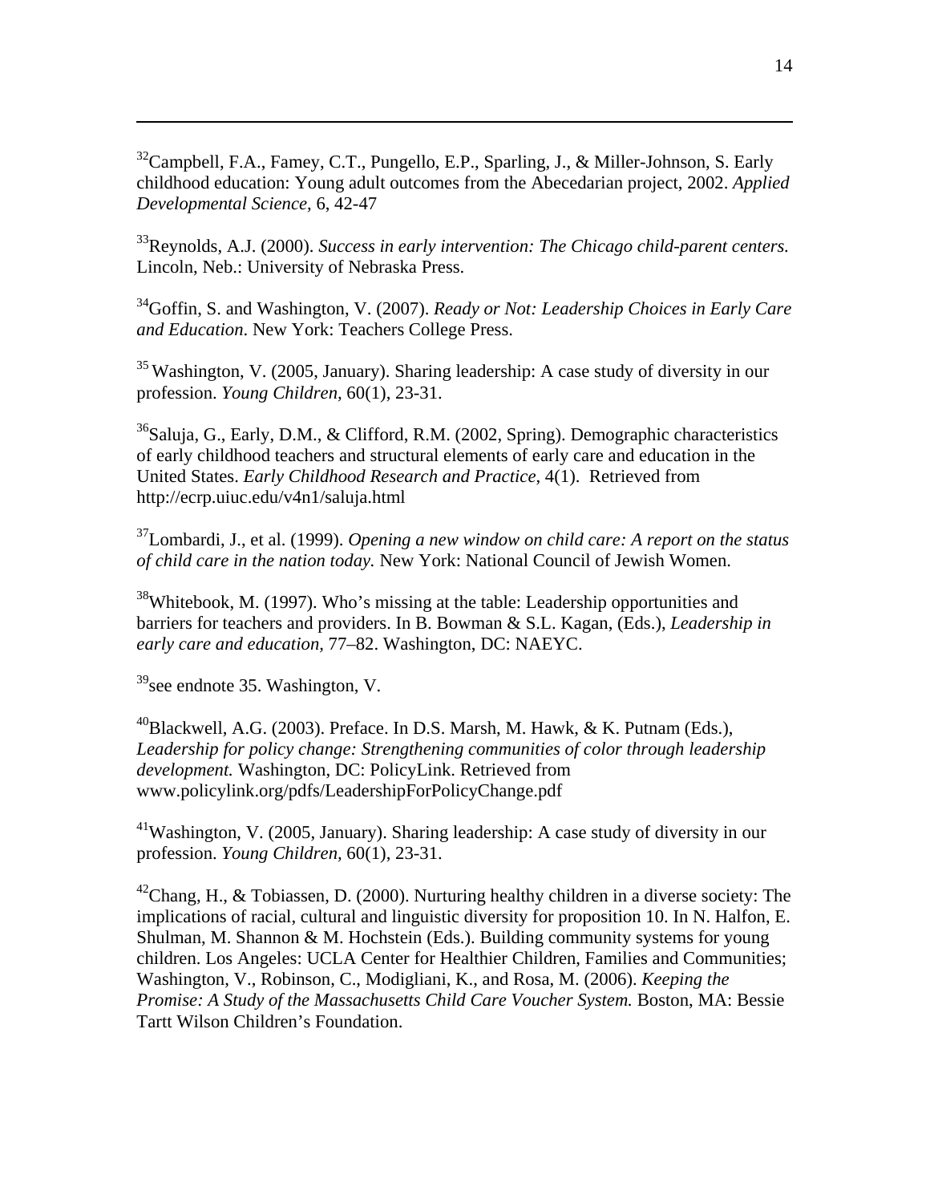[32]Campbell, F.A., Famey, C.T., Pungello, E.P., Sparling, J., & Miller-Johnson, S. Early childhood education: Young adult outcomes from the Abecedarian project, 2002. *Applied Developmental Science*, 6, 42-47

[33]Reynolds, A.J. (2000). *Success in early intervention: The Chicago child-parent centers.* Lincoln, Neb.: University of Nebraska Press.

[34]Goffin, S. and Washington, V. (2007). *Ready or Not: Leadership Choices in Early Care and Education*. New York: Teachers College Press.

[35] Washington, V. (2005, January). Sharing leadership: A case study of diversity in our profession. *Young Children,* 60(1), 23-31.

[36]Saluja, G., Early, D.M., & Clifford, R.M. (2002, Spring). Demographic characteristics of early childhood teachers and structural elements of early care and education in the United States. *Early Childhood Research and Practice,* 4(1). Retrieved from http://ecrp.uiuc.edu/v4n1/saluja.html

[37]Lombardi, J., et al. (1999). *Opening a new window on child care: A report on the status of child care in the nation today.* New York: National Council of Jewish Women.

[38]Whitebook, M. (1997). Who's missing at the table: Leadership opportunities and barriers for teachers and providers. In B. Bowman & S.L. Kagan, (Eds.), *Leadership in early care and education,* 77–82. Washington, DC: NAEYC.

[39]see endnote 35. Washington, V.

[40]Blackwell, A.G. (2003). Preface. In D.S. Marsh, M. Hawk, & K. Putnam (Eds.), *Leadership for policy change: Strengthening communities of color through leadership development.* Washington, DC: PolicyLink. Retrieved from www.policylink.org/pdfs/LeadershipForPolicyChange.pdf

[41]Washington, V. (2005, January). Sharing leadership: A case study of diversity in our profession. *Young Children,* 60(1), 23-31.

[42]Chang, H., & Tobiassen, D. (2000). Nurturing healthy children in a diverse society: The implications of racial, cultural and linguistic diversity for proposition 10. In N. Halfon, E. Shulman, M. Shannon & M. Hochstein (Eds.). Building community systems for young children. Los Angeles: UCLA Center for Healthier Children, Families and Communities; Washington, V., Robinson, C., Modigliani, K., and Rosa, M. (2006). *Keeping the Promise: A Study of the Massachusetts Child Care Voucher System.* Boston, MA: Bessie Tartt Wilson Children's Foundation.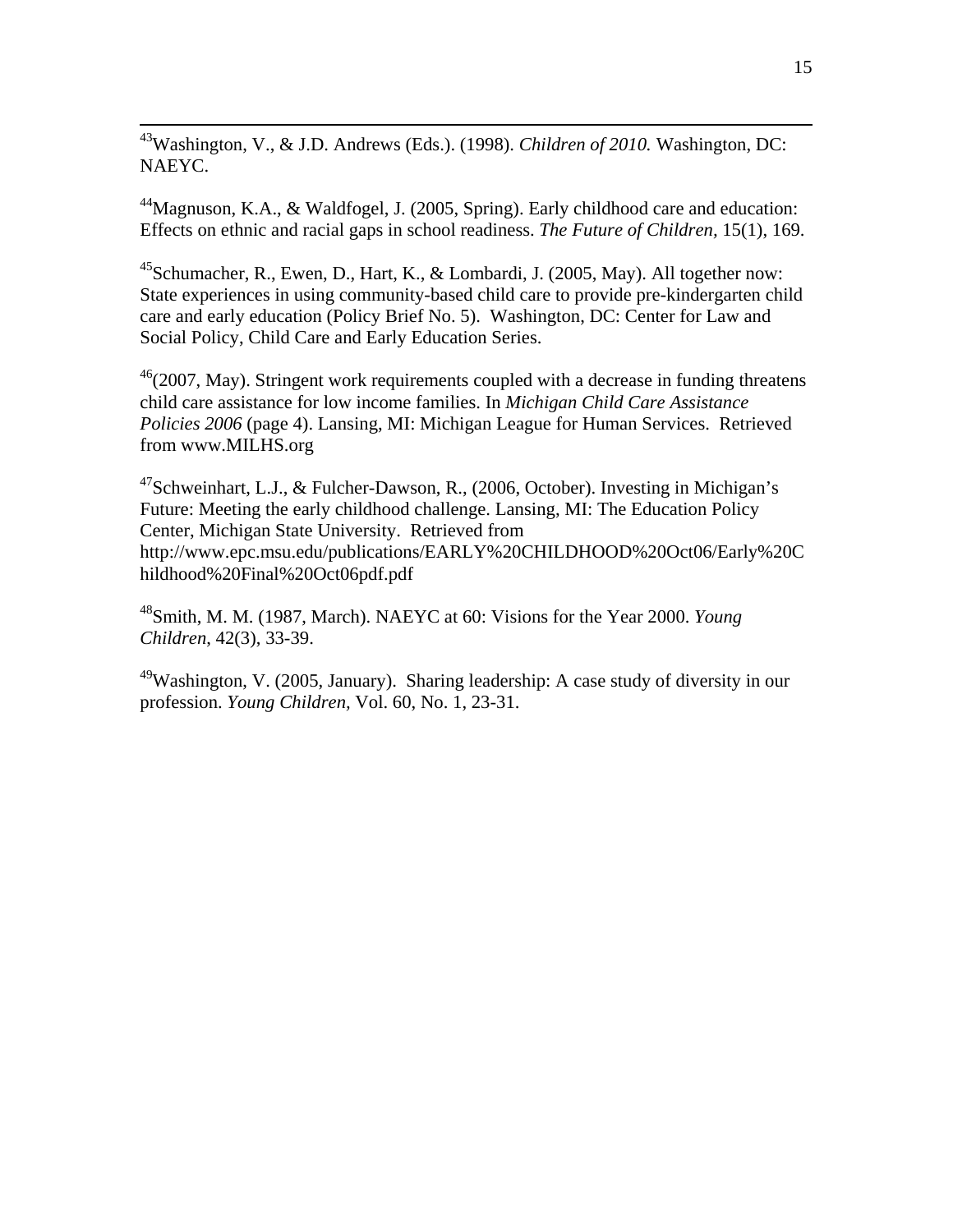[43]Washington, V., & J.D. Andrews (Eds.). (1998). *Children of 2010.* Washington, DC: NAEYC.

[44]Magnuson, K.A., & Waldfogel, J. (2005, Spring). Early childhood care and education: Effects on ethnic and racial gaps in school readiness. *The Future of Children,* 15(1), 169.

[45]Schumacher, R., Ewen, D., Hart, K., & Lombardi, J. (2005, May). All together now: State experiences in using community-based child care to provide pre-kindergarten child care and early education (Policy Brief No. 5). Washington, DC: Center for Law and Social Policy, Child Care and Early Education Series.

[46](2007, May). Stringent work requirements coupled with a decrease in funding threatens child care assistance for low income families. In *Michigan Child Care Assistance Policies 2006* (page 4). Lansing, MI: Michigan League for Human Services. Retrieved from www.MILHS.org

[47]Schweinhart, L.J., & Fulcher-Dawson, R., (2006, October). Investing in Michigan's Future: Meeting the early childhood challenge. Lansing, MI: The Education Policy Center, Michigan State University. Retrieved from http://www.epc.msu.edu/publications/EARLY%20CHILDHOOD%20Oct06/Early%20Childhood%20Final%20Oct06pdf.pdf

[48]Smith, M. M. (1987, March). NAEYC at 60: Visions for the Year 2000. *Young Children,* 42(3), 33-39.

[49]Washington, V. (2005, January). Sharing leadership: A case study of diversity in our profession. *Young Children,* Vol. 60, No. 1, 23-31.